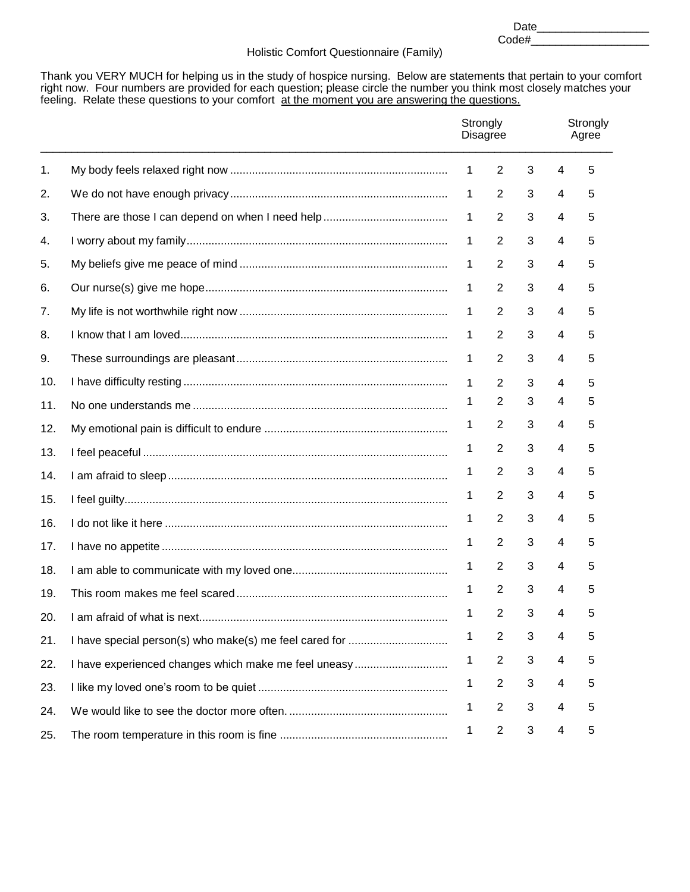Date__________________
Code#___________________

# Holistic Comfort Questionnaire (Family)

Thank you VERY MUCH for helping us in the study of hospice nursing. Below are statements that pertain to your comfort right now. Four numbers are provided for each question; please circle the number you think most closely matches your feeling. Relate these questions to your comfort <u>at the moment you are answering the questions.</u>

| | | Strongly Disagree | | | | Strongly Agree |
|---|---|---|---|---|---|---|
| 1. | My body feels relaxed right now | 1 | 2 | 3 | 4 | 5 |
| 2. | We do not have enough privacy | 1 | 2 | 3 | 4 | 5 |
| 3. | There are those I can depend on when I need help | 1 | 2 | 3 | 4 | 5 |
| 4. | I worry about my family | 1 | 2 | 3 | 4 | 5 |
| 5. | My beliefs give me peace of mind | 1 | 2 | 3 | 4 | 5 |
| 6. | Our nurse(s) give me hope | 1 | 2 | 3 | 4 | 5 |
| 7. | My life is not worthwhile right now | 1 | 2 | 3 | 4 | 5 |
| 8. | I know that I am loved | 1 | 2 | 3 | 4 | 5 |
| 9. | These surroundings are pleasant | 1 | 2 | 3 | 4 | 5 |
| 10. | I have difficulty resting | 1 | 2 | 3 | 4 | 5 |
| 11. | No one understands me | 1 | 2 | 3 | 4 | 5 |
| 12. | My emotional pain is difficult to endure | 1 | 2 | 3 | 4 | 5 |
| 13. | I feel peaceful | 1 | 2 | 3 | 4 | 5 |
| 14. | I am afraid to sleep | 1 | 2 | 3 | 4 | 5 |
| 15. | I feel guilty | 1 | 2 | 3 | 4 | 5 |
| 16. | I do not like it here | 1 | 2 | 3 | 4 | 5 |
| 17. | I have no appetite | 1 | 2 | 3 | 4 | 5 |
| 18. | I am able to communicate with my loved one | 1 | 2 | 3 | 4 | 5 |
| 19. | This room makes me feel scared | 1 | 2 | 3 | 4 | 5 |
| 20. | I am afraid of what is next | 1 | 2 | 3 | 4 | 5 |
| 21. | I have special person(s) who make(s) me feel cared for | 1 | 2 | 3 | 4 | 5 |
| 22. | I have experienced changes which make me feel uneasy | 1 | 2 | 3 | 4 | 5 |
| 23. | I like my loved one's room to be quiet | 1 | 2 | 3 | 4 | 5 |
| 24. | We would like to see the doctor more often. | 1 | 2 | 3 | 4 | 5 |
| 25. | The room temperature in this room is fine | 1 | 2 | 3 | 4 | 5 |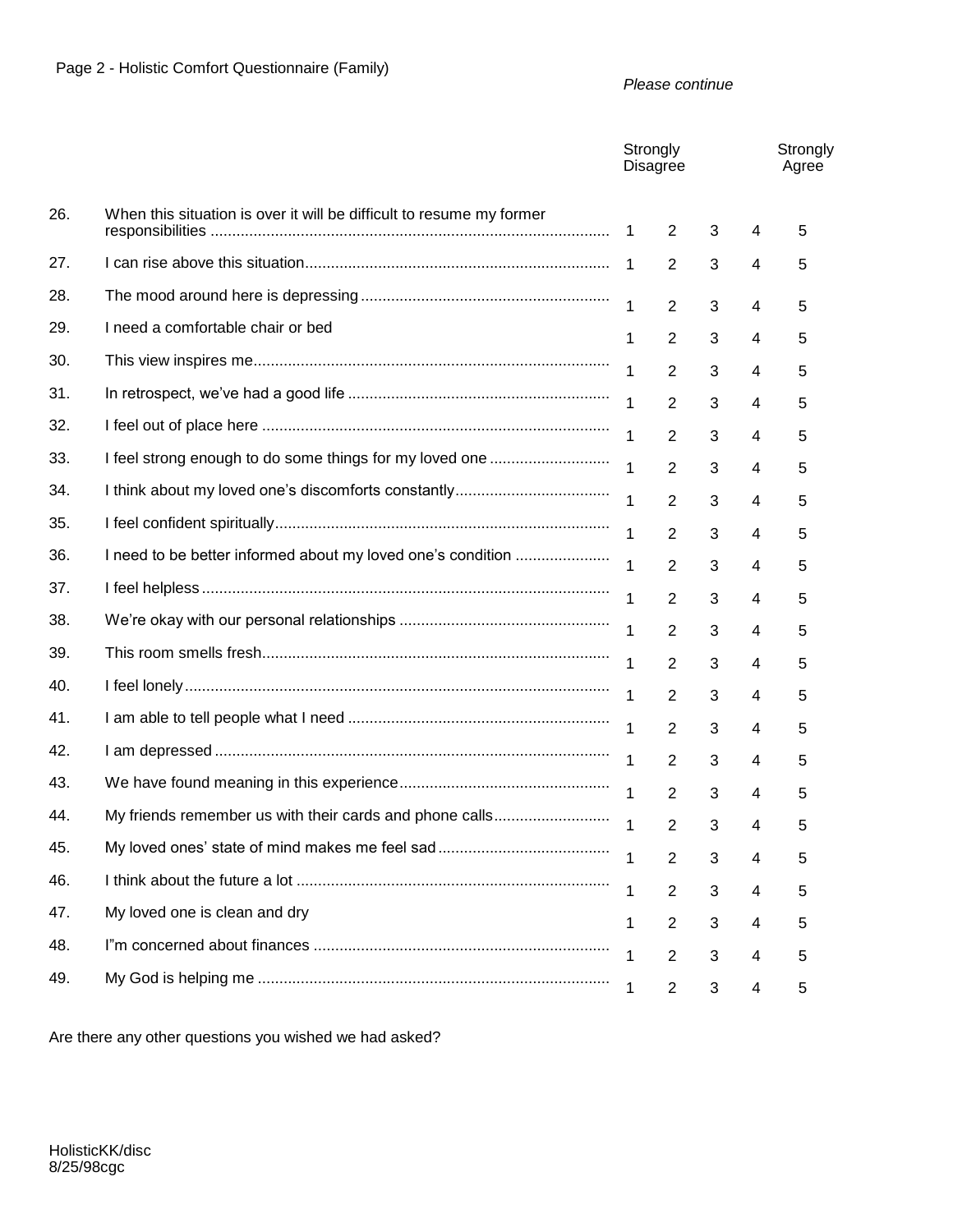*Please continue*

| | | Strongly Disagree | | | | Strongly Agree |
|---|---|---|---|---|---|---|
| 26. | When this situation is over it will be difficult to resume my former responsibilities | 1 | 2 | 3 | 4 | 5 |
| 27. | I can rise above this situation | 1 | 2 | 3 | 4 | 5 |
| 28. | The mood around here is depressing | 1 | 2 | 3 | 4 | 5 |
| 29. | I need a comfortable chair or bed | 1 | 2 | 3 | 4 | 5 |
| 30. | This view inspires me | 1 | 2 | 3 | 4 | 5 |
| 31. | In retrospect, we've had a good life | 1 | 2 | 3 | 4 | 5 |
| 32. | I feel out of place here | 1 | 2 | 3 | 4 | 5 |
| 33. | I feel strong enough to do some things for my loved one | 1 | 2 | 3 | 4 | 5 |
| 34. | I think about my loved one's discomforts constantly | 1 | 2 | 3 | 4 | 5 |
| 35. | I feel confident spiritually | 1 | 2 | 3 | 4 | 5 |
| 36. | I need to be better informed about my loved one's condition | 1 | 2 | 3 | 4 | 5 |
| 37. | I feel helpless | 1 | 2 | 3 | 4 | 5 |
| 38. | We're okay with our personal relationships | 1 | 2 | 3 | 4 | 5 |
| 39. | This room smells fresh | 1 | 2 | 3 | 4 | 5 |
| 40. | I feel lonely | 1 | 2 | 3 | 4 | 5 |
| 41. | I am able to tell people what I need | 1 | 2 | 3 | 4 | 5 |
| 42. | I am depressed | 1 | 2 | 3 | 4 | 5 |
| 43. | We have found meaning in this experience | 1 | 2 | 3 | 4 | 5 |
| 44. | My friends remember us with their cards and phone calls | 1 | 2 | 3 | 4 | 5 |
| 45. | My loved ones' state of mind makes me feel sad | 1 | 2 | 3 | 4 | 5 |
| 46. | I think about the future a lot | 1 | 2 | 3 | 4 | 5 |
| 47. | My loved one is clean and dry | 1 | 2 | 3 | 4 | 5 |
| 48. | I"m concerned about finances | 1 | 2 | 3 | 4 | 5 |
| 49. | My God is helping me | 1 | 2 | 3 | 4 | 5 |

Are there any other questions you wished we had asked?

HolisticKK/disc
8/25/98cgc